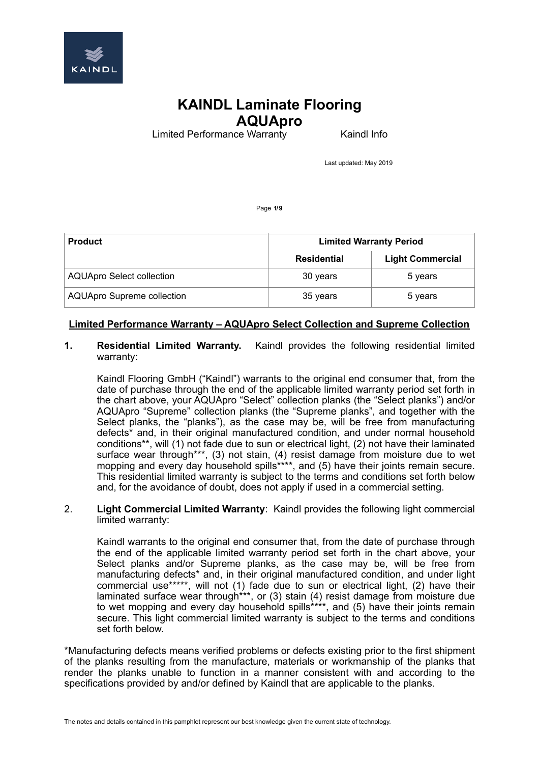# KAINDL Laminate Flooring
# AQUApro

Limited Performance Warranty Kaindl Info

Last updated: May 2019

| Product | Limited Warranty Period | |
|---|---|---|
| | **Residential** | **Light Commercial** |
| AQUApro Select collection | 30 years | 5 years |
| AQUApro Supreme collection | 35 years | 5 years |

**<u>Limited Performance Warranty – AQUApro Select Collection and Supreme Collection</u>**

**1. Residential Limited Warranty.** Kaindl provides the following residential limited warranty:

Kaindl Flooring GmbH ("Kaindl") warrants to the original end consumer that, from the date of purchase through the end of the applicable limited warranty period set forth in the chart above, your AQUApro "Select" collection planks (the "Select planks") and/or AQUApro "Supreme" collection planks (the "Supreme planks", and together with the Select planks, the "planks"), as the case may be, will be free from manufacturing defects* and, in their original manufactured condition, and under normal household conditions**, will (1) not fade due to sun or electrical light, (2) not have their laminated surface wear through***, (3) not stain, (4) resist damage from moisture due to wet mopping and every day household spills****, and (5) have their joints remain secure. This residential limited warranty is subject to the terms and conditions set forth below and, for the avoidance of doubt, does not apply if used in a commercial setting.

2. **Light Commercial Limited Warranty**: Kaindl provides the following light commercial limited warranty:

Kaindl warrants to the original end consumer that, from the date of purchase through the end of the applicable limited warranty period set forth in the chart above, your Select planks and/or Supreme planks, as the case may be, will be free from manufacturing defects* and, in their original manufactured condition, and under light commercial use*****, will not (1) fade due to sun or electrical light, (2) have their laminated surface wear through***, or (3) stain (4) resist damage from moisture due to wet mopping and every day household spills****, and (5) have their joints remain secure. This light commercial limited warranty is subject to the terms and conditions set forth below.

*Manufacturing defects means verified problems or defects existing prior to the first shipment of the planks resulting from the manufacture, materials or workmanship of the planks that render the planks unable to function in a manner consistent with and according to the specifications provided by and/or defined by Kaindl that are applicable to the planks.

The notes and details contained in this pamphlet represent our best knowledge given the current state of technology.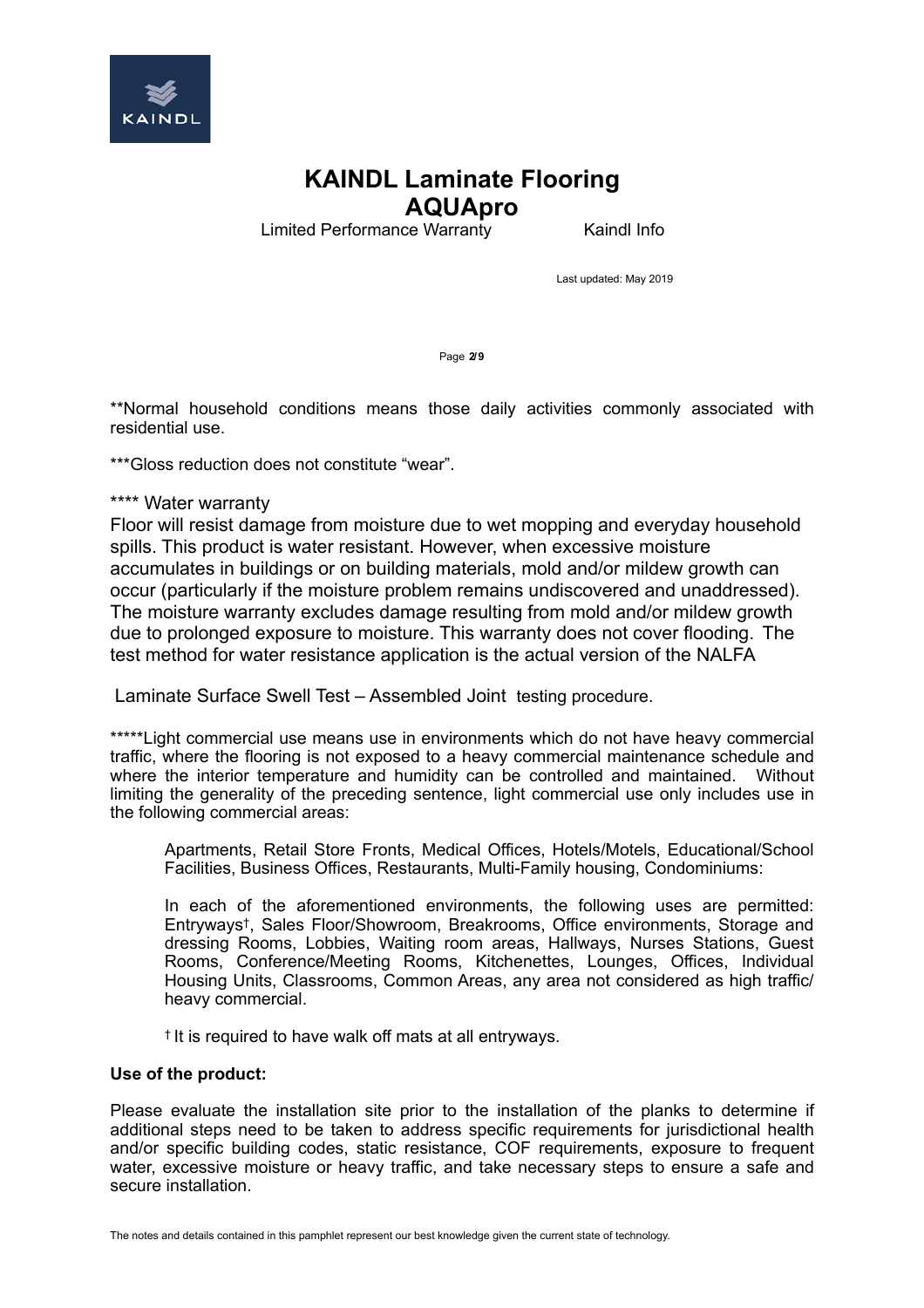# KAINDL Laminate Flooring AQUApro

Limited Performance Warranty Kaindl Info

Last updated: May 2019

**Normal household conditions means those daily activities commonly associated with residential use.

***Gloss reduction does not constitute "wear".

**** Water warranty

Floor will resist damage from moisture due to wet mopping and everyday household spills. This product is water resistant. However, when excessive moisture accumulates in buildings or on building materials, mold and/or mildew growth can occur (particularly if the moisture problem remains undiscovered and unaddressed). The moisture warranty excludes damage resulting from mold and/or mildew growth due to prolonged exposure to moisture. This warranty does not cover flooding. The test method for water resistance application is the actual version of the NALFA

Laminate Surface Swell Test – Assembled Joint testing procedure.

*****Light commercial use means use in environments which do not have heavy commercial traffic, where the flooring is not exposed to a heavy commercial maintenance schedule and where the interior temperature and humidity can be controlled and maintained. Without limiting the generality of the preceding sentence, light commercial use only includes use in the following commercial areas:

> Apartments, Retail Store Fronts, Medical Offices, Hotels/Motels, Educational/School Facilities, Business Offices, Restaurants, Multi-Family housing, Condominiums:
>
> In each of the aforementioned environments, the following uses are permitted: Entryways†, Sales Floor/Showroom, Breakrooms, Office environments, Storage and dressing Rooms, Lobbies, Waiting room areas, Hallways, Nurses Stations, Guest Rooms, Conference/Meeting Rooms, Kitchenettes, Lounges, Offices, Individual Housing Units, Classrooms, Common Areas, any area not considered as high traffic/heavy commercial.
>
> † It is required to have walk off mats at all entryways.

**Use of the product:**

Please evaluate the installation site prior to the installation of the planks to determine if additional steps need to be taken to address specific requirements for jurisdictional health and/or specific building codes, static resistance, COF requirements, exposure to frequent water, excessive moisture or heavy traffic, and take necessary steps to ensure a safe and secure installation.

The notes and details contained in this pamphlet represent our best knowledge given the current state of technology.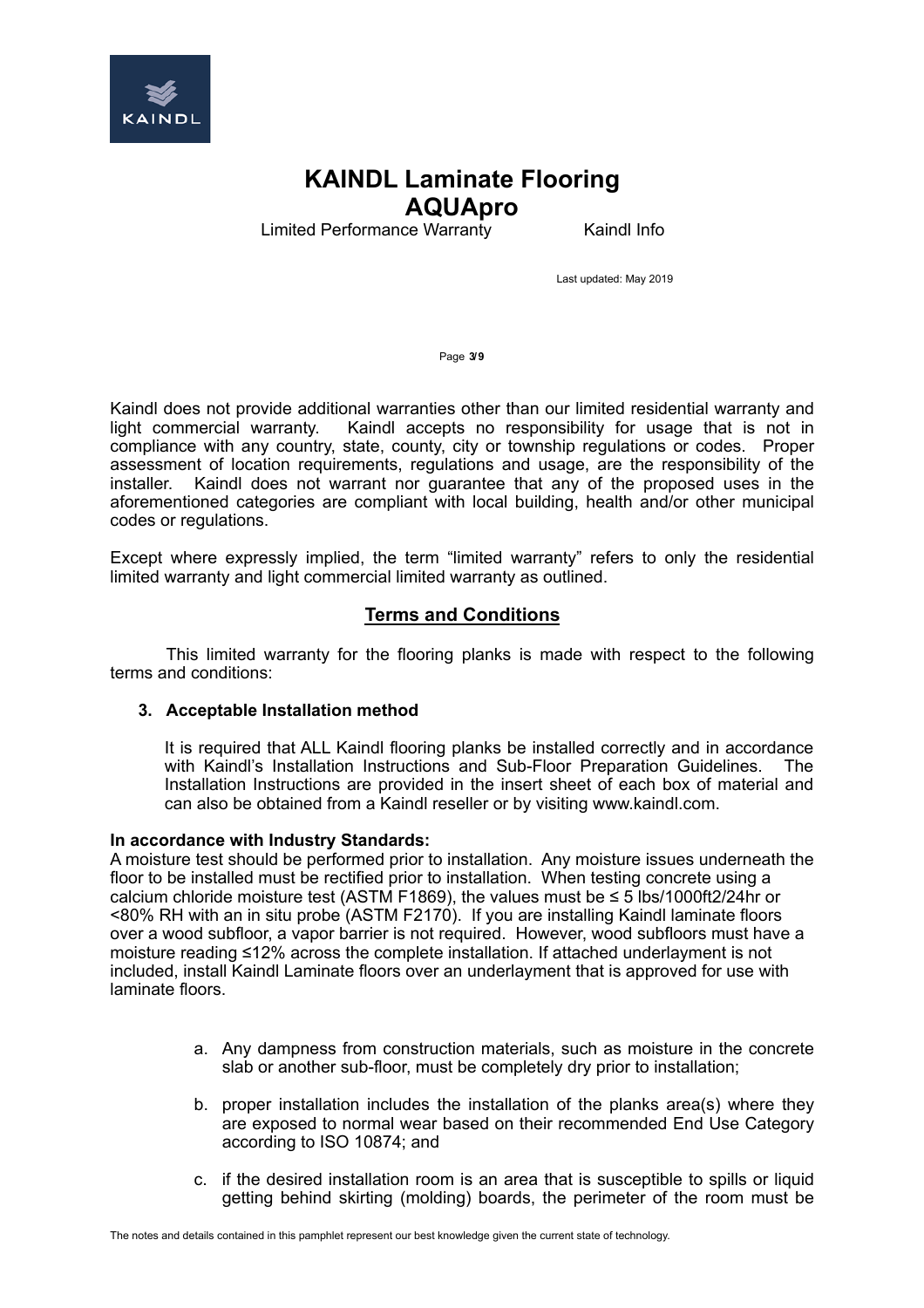Kaindl does not provide additional warranties other than our limited residential warranty and light commercial warranty. Kaindl accepts no responsibility for usage that is not in compliance with any country, state, county, city or township regulations or codes. Proper assessment of location requirements, regulations and usage, are the responsibility of the installer. Kaindl does not warrant nor guarantee that any of the proposed uses in the aforementioned categories are compliant with local building, health and/or other municipal codes or regulations.

Except where expressly implied, the term "limited warranty" refers to only the residential limited warranty and light commercial limited warranty as outlined.

## Terms and Conditions

This limited warranty for the flooring planks is made with respect to the following terms and conditions:

### 3. Acceptable Installation method

It is required that ALL Kaindl flooring planks be installed correctly and in accordance with Kaindl's Installation Instructions and Sub-Floor Preparation Guidelines. The Installation Instructions are provided in the insert sheet of each box of material and can also be obtained from a Kaindl reseller or by visiting www.kaindl.com.

**In accordance with Industry Standards:**

A moisture test should be performed prior to installation. Any moisture issues underneath the floor to be installed must be rectified prior to installation. When testing concrete using a calcium chloride moisture test (ASTM F1869), the values must be ≤ 5 lbs/1000ft2/24hr or <80% RH with an in situ probe (ASTM F2170). If you are installing Kaindl laminate floors over a wood subfloor, a vapor barrier is not required. However, wood subfloors must have a moisture reading ≤12% across the complete installation. If attached underlayment is not included, install Kaindl Laminate floors over an underlayment that is approved for use with laminate floors.

a. Any dampness from construction materials, such as moisture in the concrete slab or another sub-floor, must be completely dry prior to installation;

b. proper installation includes the installation of the planks area(s) where they are exposed to normal wear based on their recommended End Use Category according to ISO 10874; and

c. if the desired installation room is an area that is susceptible to spills or liquid getting behind skirting (molding) boards, the perimeter of the room must be

The notes and details contained in this pamphlet represent our best knowledge given the current state of technology.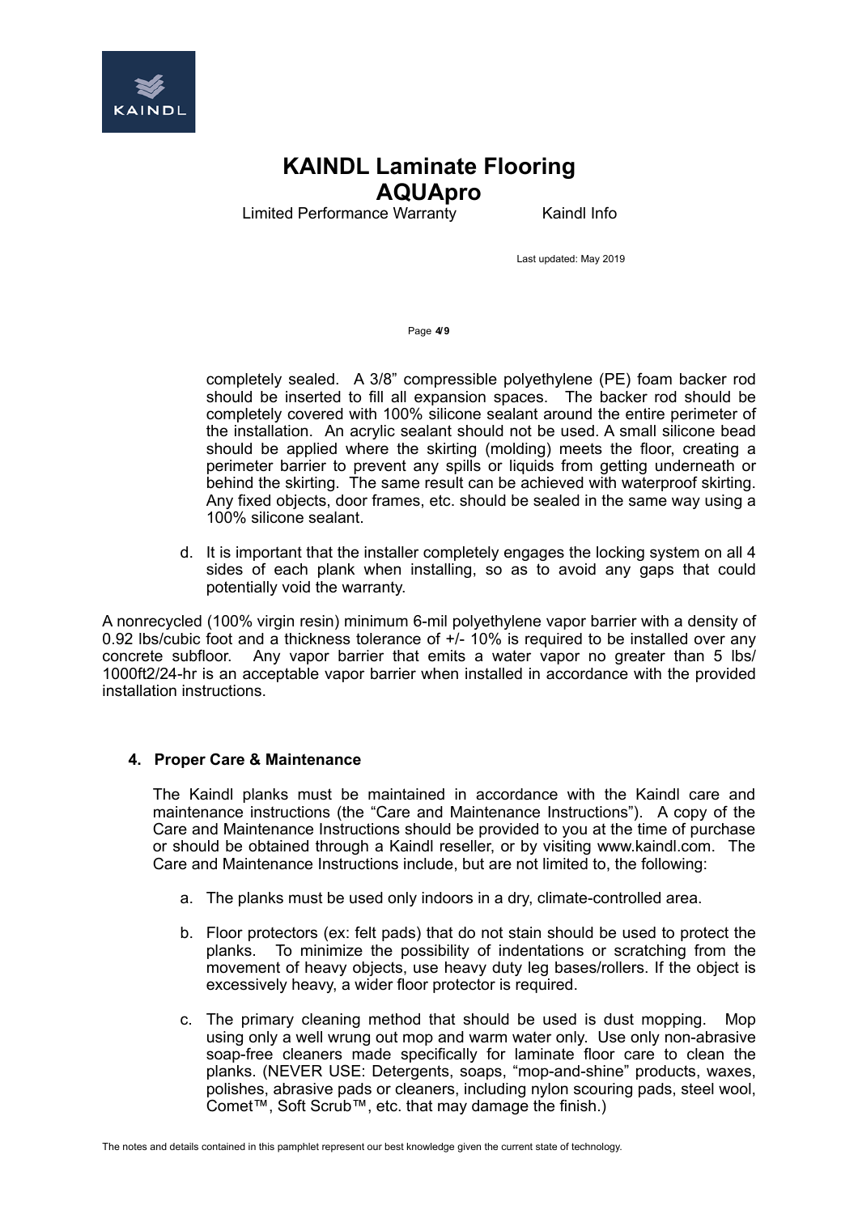completely sealed. A 3/8" compressible polyethylene (PE) foam backer rod should be inserted to fill all expansion spaces. The backer rod should be completely covered with 100% silicone sealant around the entire perimeter of the installation. An acrylic sealant should not be used. A small silicone bead should be applied where the skirting (molding) meets the floor, creating a perimeter barrier to prevent any spills or liquids from getting underneath or behind the skirting. The same result can be achieved with waterproof skirting. Any fixed objects, door frames, etc. should be sealed in the same way using a 100% silicone sealant.

d. It is important that the installer completely engages the locking system on all 4 sides of each plank when installing, so as to avoid any gaps that could potentially void the warranty.

A nonrecycled (100% virgin resin) minimum 6-mil polyethylene vapor barrier with a density of 0.92 lbs/cubic foot and a thickness tolerance of +/- 10% is required to be installed over any concrete subfloor. Any vapor barrier that emits a water vapor no greater than 5 lbs/ 1000ft2/24-hr is an acceptable vapor barrier when installed in accordance with the provided installation instructions.

## 4. Proper Care & Maintenance

The Kaindl planks must be maintained in accordance with the Kaindl care and maintenance instructions (the "Care and Maintenance Instructions"). A copy of the Care and Maintenance Instructions should be provided to you at the time of purchase or should be obtained through a Kaindl reseller, or by visiting www.kaindl.com. The Care and Maintenance Instructions include, but are not limited to, the following:

a. The planks must be used only indoors in a dry, climate-controlled area.

b. Floor protectors (ex: felt pads) that do not stain should be used to protect the planks. To minimize the possibility of indentations or scratching from the movement of heavy objects, use heavy duty leg bases/rollers. If the object is excessively heavy, a wider floor protector is required.

c. The primary cleaning method that should be used is dust mopping. Mop using only a well wrung out mop and warm water only. Use only non-abrasive soap-free cleaners made specifically for laminate floor care to clean the planks. (NEVER USE: Detergents, soaps, "mop-and-shine" products, waxes, polishes, abrasive pads or cleaners, including nylon scouring pads, steel wool, Comet™, Soft Scrub™, etc. that may damage the finish.)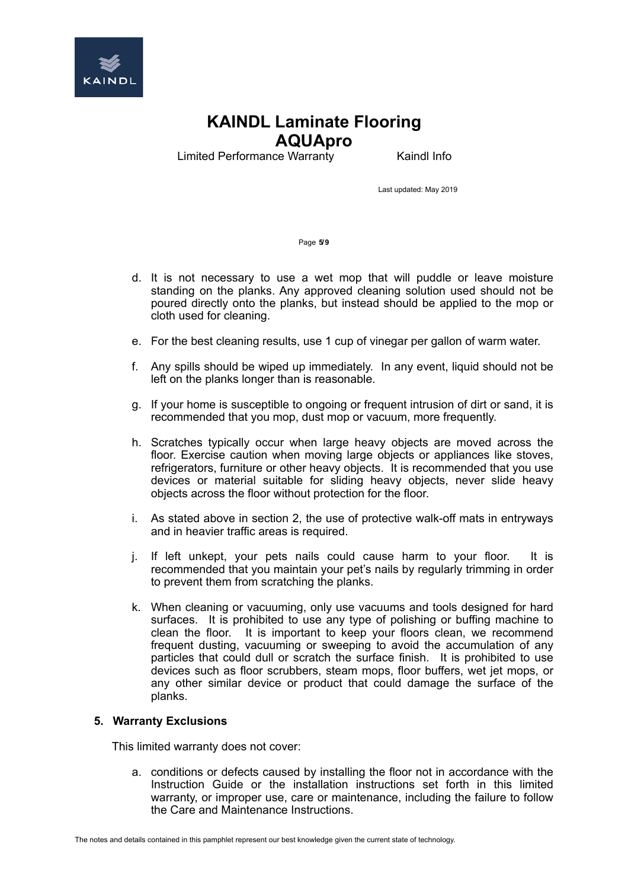d. It is not necessary to use a wet mop that will puddle or leave moisture standing on the planks. Any approved cleaning solution used should not be poured directly onto the planks, but instead should be applied to the mop or cloth used for cleaning.

e. For the best cleaning results, use 1 cup of vinegar per gallon of warm water.

f. Any spills should be wiped up immediately. In any event, liquid should not be left on the planks longer than is reasonable.

g. If your home is susceptible to ongoing or frequent intrusion of dirt or sand, it is recommended that you mop, dust mop or vacuum, more frequently.

h. Scratches typically occur when large heavy objects are moved across the floor. Exercise caution when moving large objects or appliances like stoves, refrigerators, furniture or other heavy objects. It is recommended that you use devices or material suitable for sliding heavy objects, never slide heavy objects across the floor without protection for the floor.

i. As stated above in section 2, the use of protective walk-off mats in entryways and in heavier traffic areas is required.

j. If left unkept, your pets nails could cause harm to your floor. It is recommended that you maintain your pet's nails by regularly trimming in order to prevent them from scratching the planks.

k. When cleaning or vacuuming, only use vacuums and tools designed for hard surfaces. It is prohibited to use any type of polishing or buffing machine to clean the floor. It is important to keep your floors clean, we recommend frequent dusting, vacuuming or sweeping to avoid the accumulation of any particles that could dull or scratch the surface finish. It is prohibited to use devices such as floor scrubbers, steam mops, floor buffers, wet jet mops, or any other similar device or product that could damage the surface of the planks.

## 5. Warranty Exclusions

This limited warranty does not cover:

a. conditions or defects caused by installing the floor not in accordance with the Instruction Guide or the installation instructions set forth in this limited warranty, or improper use, care or maintenance, including the failure to follow the Care and Maintenance Instructions.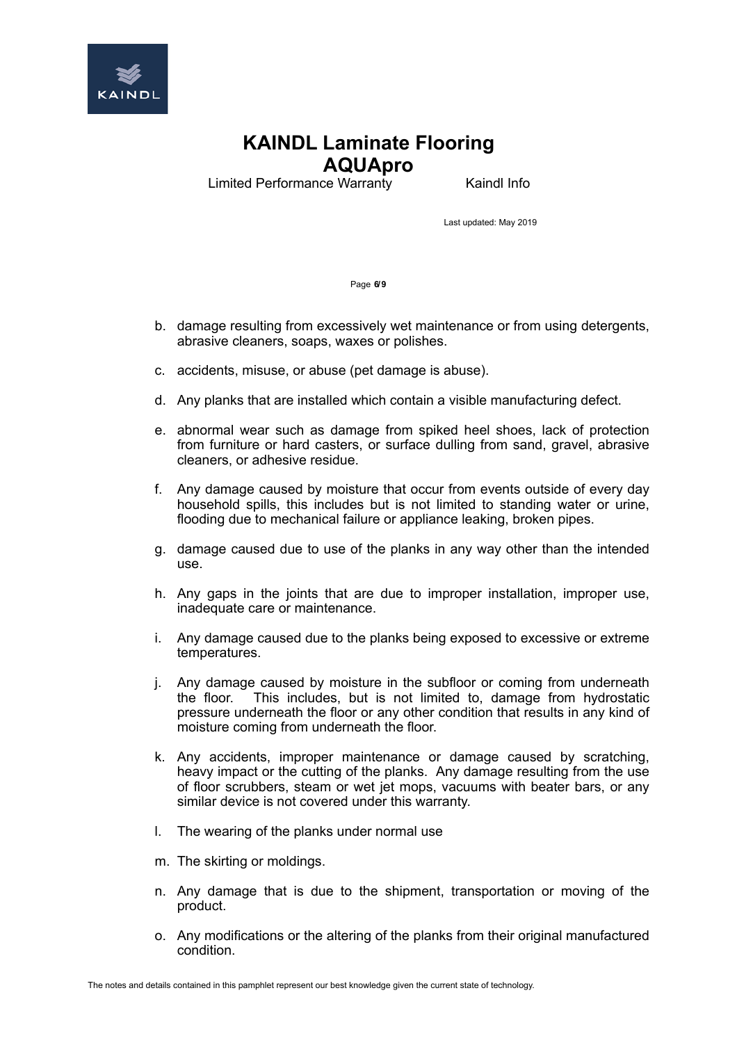b. damage resulting from excessively wet maintenance or from using detergents, abrasive cleaners, soaps, waxes or polishes.

c. accidents, misuse, or abuse (pet damage is abuse).

d. Any planks that are installed which contain a visible manufacturing defect.

e. abnormal wear such as damage from spiked heel shoes, lack of protection from furniture or hard casters, or surface dulling from sand, gravel, abrasive cleaners, or adhesive residue.

f. Any damage caused by moisture that occur from events outside of every day household spills, this includes but is not limited to standing water or urine, flooding due to mechanical failure or appliance leaking, broken pipes.

g. damage caused due to use of the planks in any way other than the intended use.

h. Any gaps in the joints that are due to improper installation, improper use, inadequate care or maintenance.

i. Any damage caused due to the planks being exposed to excessive or extreme temperatures.

j. Any damage caused by moisture in the subfloor or coming from underneath the floor. This includes, but is not limited to, damage from hydrostatic pressure underneath the floor or any other condition that results in any kind of moisture coming from underneath the floor.

k. Any accidents, improper maintenance or damage caused by scratching, heavy impact or the cutting of the planks. Any damage resulting from the use of floor scrubbers, steam or wet jet mops, vacuums with beater bars, or any similar device is not covered under this warranty.

l. The wearing of the planks under normal use

m. The skirting or moldings.

n. Any damage that is due to the shipment, transportation or moving of the product.

o. Any modifications or the altering of the planks from their original manufactured condition.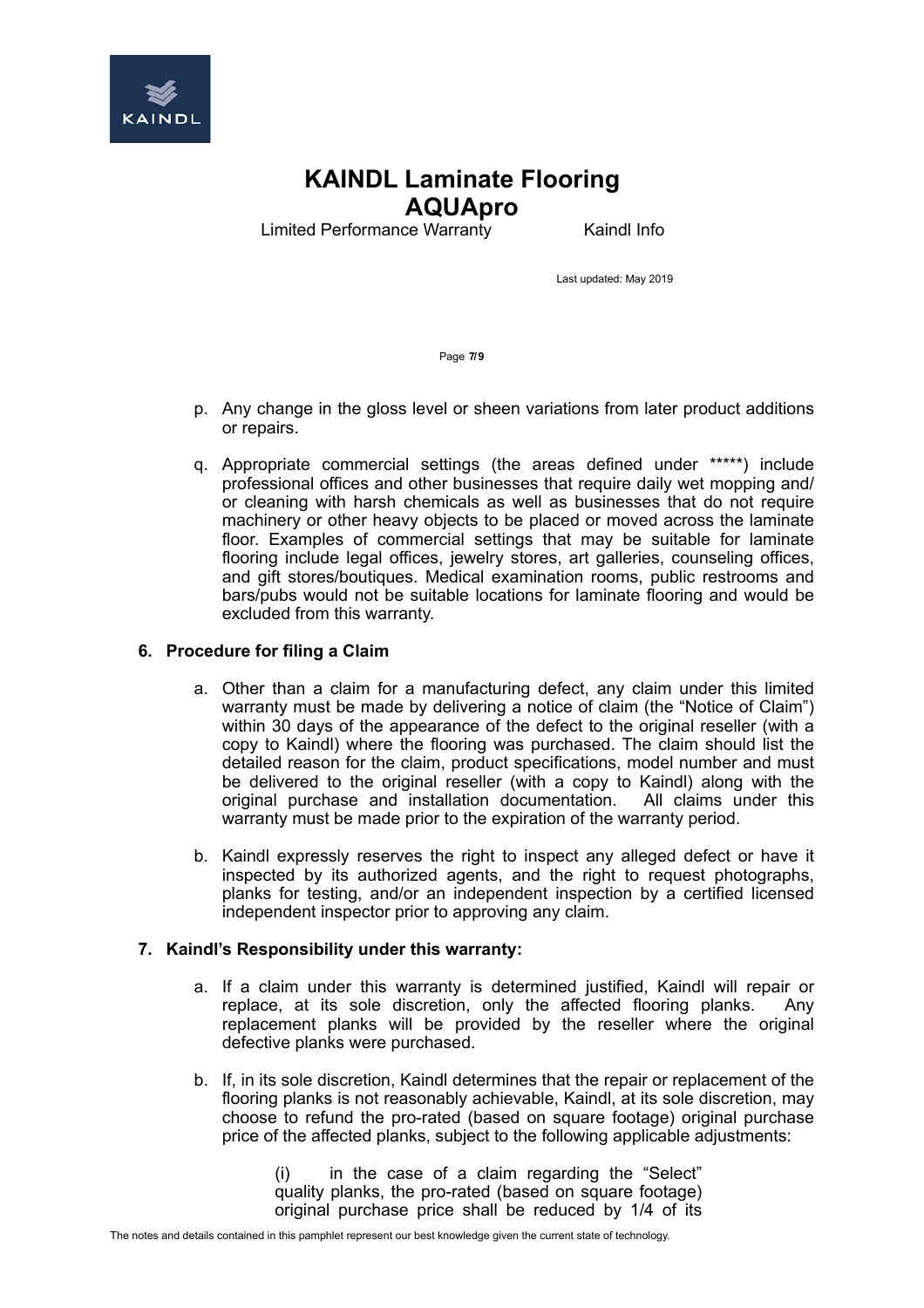p. Any change in the gloss level or sheen variations from later product additions or repairs.

q. Appropriate commercial settings (the areas defined under *****) include professional offices and other businesses that require daily wet mopping and/or cleaning with harsh chemicals as well as businesses that do not require machinery or other heavy objects to be placed or moved across the laminate floor. Examples of commercial settings that may be suitable for laminate flooring include legal offices, jewelry stores, art galleries, counseling offices, and gift stores/boutiques. Medical examination rooms, public restrooms and bars/pubs would not be suitable locations for laminate flooring and would be excluded from this warranty.

## 6. Procedure for filing a Claim

a. Other than a claim for a manufacturing defect, any claim under this limited warranty must be made by delivering a notice of claim (the "Notice of Claim") within 30 days of the appearance of the defect to the original reseller (with a copy to Kaindl) where the flooring was purchased. The claim should list the detailed reason for the claim, product specifications, model number and must be delivered to the original reseller (with a copy to Kaindl) along with the original purchase and installation documentation. All claims under this warranty must be made prior to the expiration of the warranty period.

b. Kaindl expressly reserves the right to inspect any alleged defect or have it inspected by its authorized agents, and the right to request photographs, planks for testing, and/or an independent inspection by a certified licensed independent inspector prior to approving any claim.

## 7. Kaindl's Responsibility under this warranty:

a. If a claim under this warranty is determined justified, Kaindl will repair or replace, at its sole discretion, only the affected flooring planks. Any replacement planks will be provided by the reseller where the original defective planks were purchased.

b. If, in its sole discretion, Kaindl determines that the repair or replacement of the flooring planks is not reasonably achievable, Kaindl, at its sole discretion, may choose to refund the pro-rated (based on square footage) original purchase price of the affected planks, subject to the following applicable adjustments:

(i) in the case of a claim regarding the "Select" quality planks, the pro-rated (based on square footage) original purchase price shall be reduced by 1/4 of its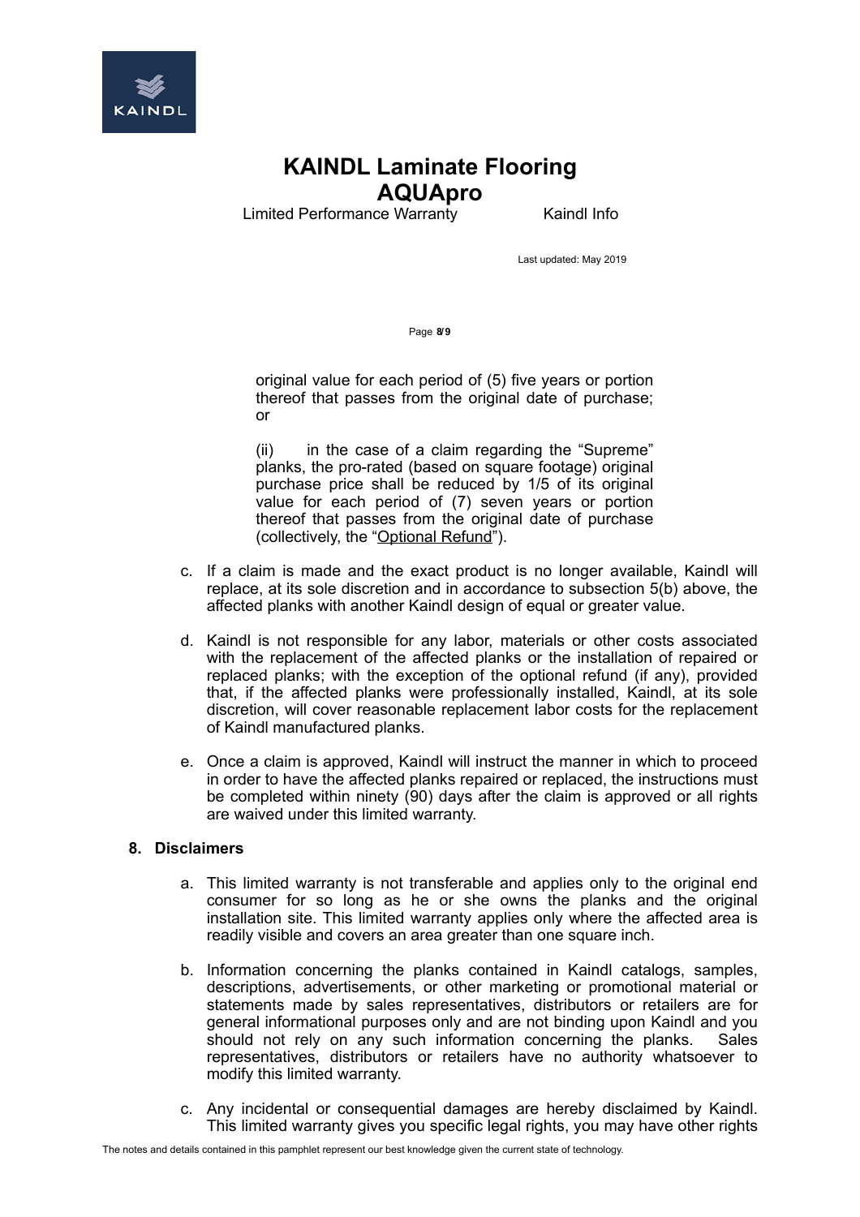original value for each period of (5) five years or portion thereof that passes from the original date of purchase; or

(ii) in the case of a claim regarding the "Supreme" planks, the pro-rated (based on square footage) original purchase price shall be reduced by 1/5 of its original value for each period of (7) seven years or portion thereof that passes from the original date of purchase (collectively, the "Optional Refund").

c. If a claim is made and the exact product is no longer available, Kaindl will replace, at its sole discretion and in accordance to subsection 5(b) above, the affected planks with another Kaindl design of equal or greater value.

d. Kaindl is not responsible for any labor, materials or other costs associated with the replacement of the affected planks or the installation of repaired or replaced planks; with the exception of the optional refund (if any), provided that, if the affected planks were professionally installed, Kaindl, at its sole discretion, will cover reasonable replacement labor costs for the replacement of Kaindl manufactured planks.

e. Once a claim is approved, Kaindl will instruct the manner in which to proceed in order to have the affected planks repaired or replaced, the instructions must be completed within ninety (90) days after the claim is approved or all rights are waived under this limited warranty.

## 8. Disclaimers

a. This limited warranty is not transferable and applies only to the original end consumer for so long as he or she owns the planks and the original installation site. This limited warranty applies only where the affected area is readily visible and covers an area greater than one square inch.

b. Information concerning the planks contained in Kaindl catalogs, samples, descriptions, advertisements, or other marketing or promotional material or statements made by sales representatives, distributors or retailers are for general informational purposes only and are not binding upon Kaindl and you should not rely on any such information concerning the planks. Sales representatives, distributors or retailers have no authority whatsoever to modify this limited warranty.

c. Any incidental or consequential damages are hereby disclaimed by Kaindl. This limited warranty gives you specific legal rights, you may have other rights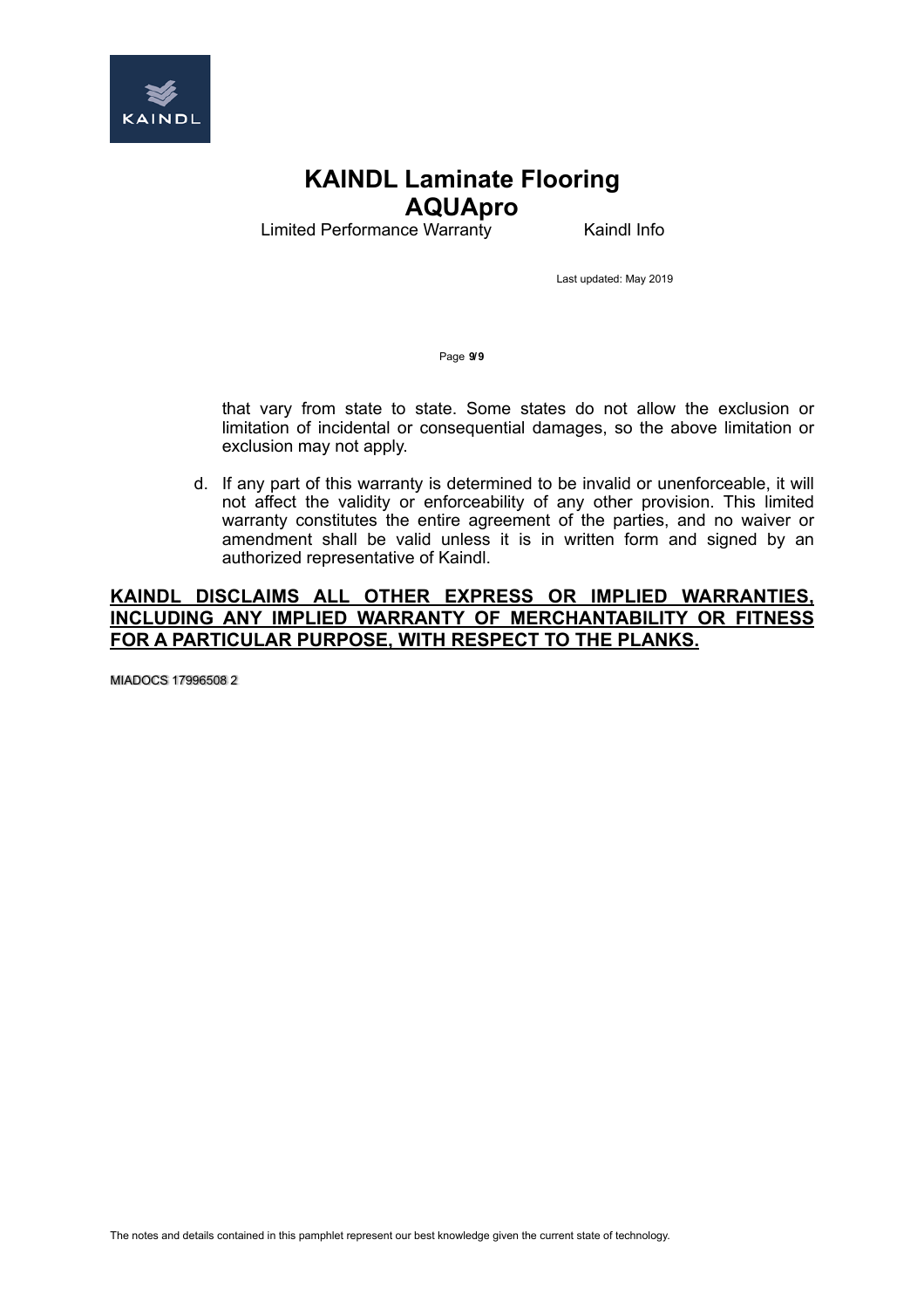that vary from state to state. Some states do not allow the exclusion or limitation of incidental or consequential damages, so the above limitation or exclusion may not apply.

d. If any part of this warranty is determined to be invalid or unenforceable, it will not affect the validity or enforceability of any other provision. This limited warranty constitutes the entire agreement of the parties, and no waiver or amendment shall be valid unless it is in written form and signed by an authorized representative of Kaindl.

**KAINDL DISCLAIMS ALL OTHER EXPRESS OR IMPLIED WARRANTIES, INCLUDING ANY IMPLIED WARRANTY OF MERCHANTABILITY OR FITNESS FOR A PARTICULAR PURPOSE, WITH RESPECT TO THE PLANKS.**

MIADOCS 17996508 2